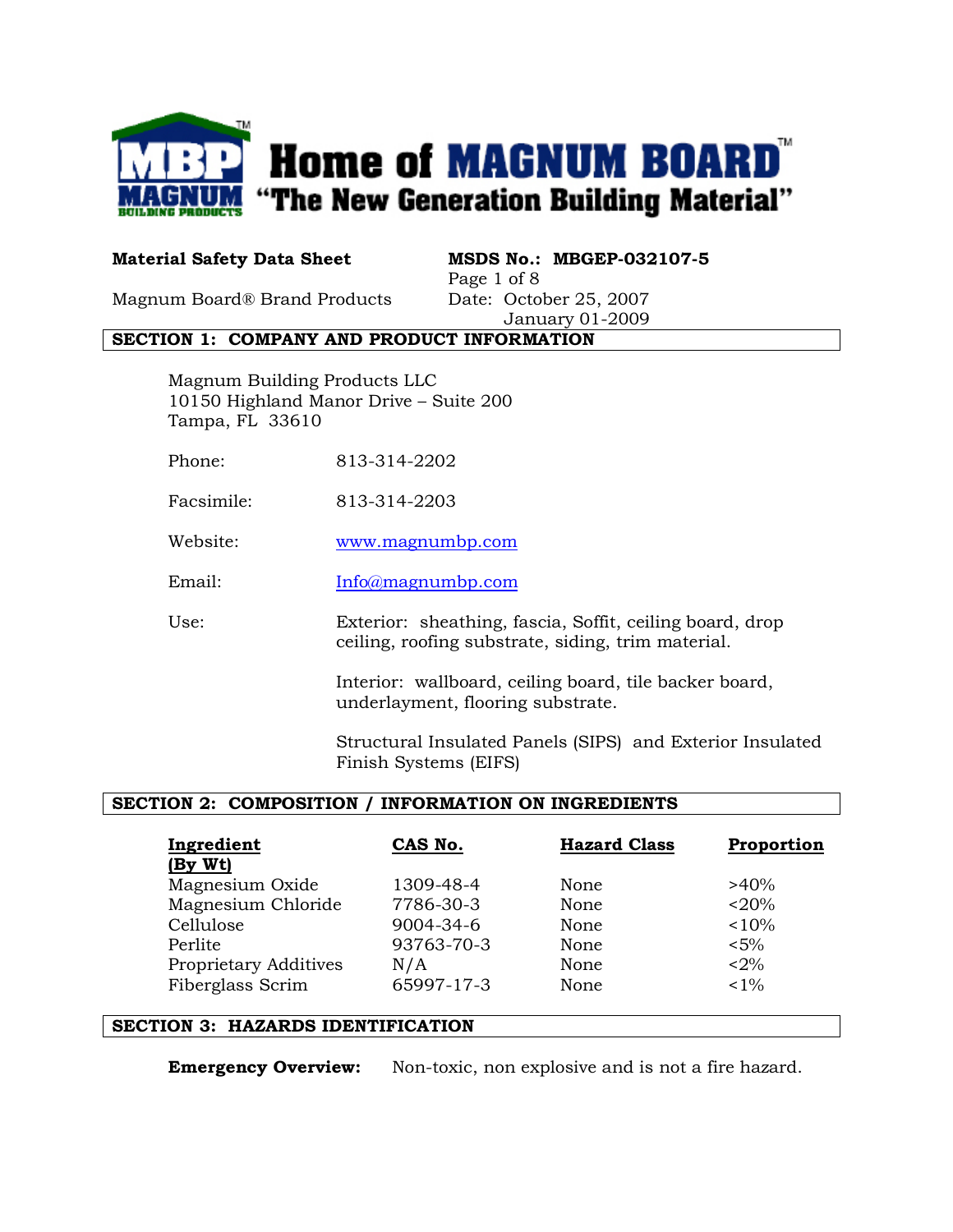# Home of MAGNUM BOARD™

**"The New Generation Building Material"**

**Material Safety Data Sheet**

**MSDS No.: MBGEP-032107-5**

Magnum Board® Brand Products

Date: October 25, 2007
January 01-2009

## SECTION 1: COMPANY AND PRODUCT INFORMATION

Magnum Building Products LLC
10150 Highland Manor Drive – Suite 200
Tampa, FL 33610

Phone: 813-314-2202

Facsimile: 813-314-2203

Website: www.magnumbp.com

Email: Info@magnumbp.com

Use: Exterior: sheathing, fascia, Soffit, ceiling board, drop ceiling, roofing substrate, siding, trim material.

Interior: wallboard, ceiling board, tile backer board, underlayment, flooring substrate.

Structural Insulated Panels (SIPS) and Exterior Insulated Finish Systems (EIFS)

## SECTION 2: COMPOSITION / INFORMATION ON INGREDIENTS

| Ingredient (By Wt) | CAS No. | Hazard Class | Proportion |
|---|---|---|---|
| Magnesium Oxide | 1309-48-4 | None | >40% |
| Magnesium Chloride | 7786-30-3 | None | <20% |
| Cellulose | 9004-34-6 | None | <10% |
| Perlite | 93763-70-3 | None | <5% |
| Proprietary Additives | N/A | None | <2% |
| Fiberglass Scrim | 65997-17-3 | None | <1% |

## SECTION 3: HAZARDS IDENTIFICATION

**Emergency Overview:** Non-toxic, non explosive and is not a fire hazard.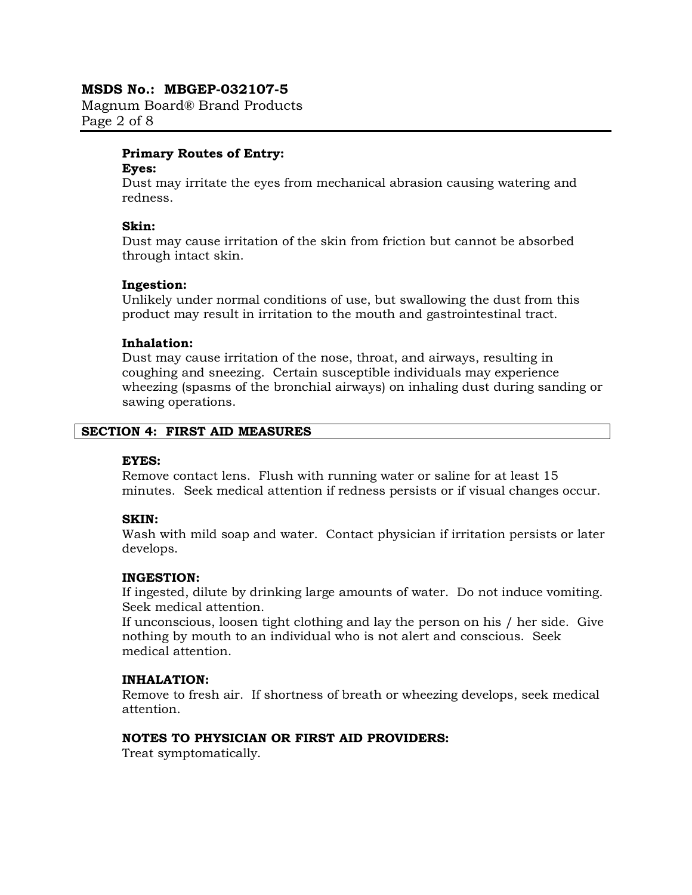**Primary Routes of Entry:**

**Eyes:**
Dust may irritate the eyes from mechanical abrasion causing watering and redness.

**Skin:**
Dust may cause irritation of the skin from friction but cannot be absorbed through intact skin.

**Ingestion:**
Unlikely under normal conditions of use, but swallowing the dust from this product may result in irritation to the mouth and gastrointestinal tract.

**Inhalation:**
Dust may cause irritation of the nose, throat, and airways, resulting in coughing and sneezing. Certain susceptible individuals may experience wheezing (spasms of the bronchial airways) on inhaling dust during sanding or sawing operations.

## SECTION 4: FIRST AID MEASURES

**EYES:**
Remove contact lens. Flush with running water or saline for at least 15 minutes. Seek medical attention if redness persists or if visual changes occur.

**SKIN:**
Wash with mild soap and water. Contact physician if irritation persists or later develops.

**INGESTION:**
If ingested, dilute by drinking large amounts of water. Do not induce vomiting. Seek medical attention.
If unconscious, loosen tight clothing and lay the person on his / her side. Give nothing by mouth to an individual who is not alert and conscious. Seek medical attention.

**INHALATION:**
Remove to fresh air. If shortness of breath or wheezing develops, seek medical attention.

**NOTES TO PHYSICIAN OR FIRST AID PROVIDERS:**
Treat symptomatically.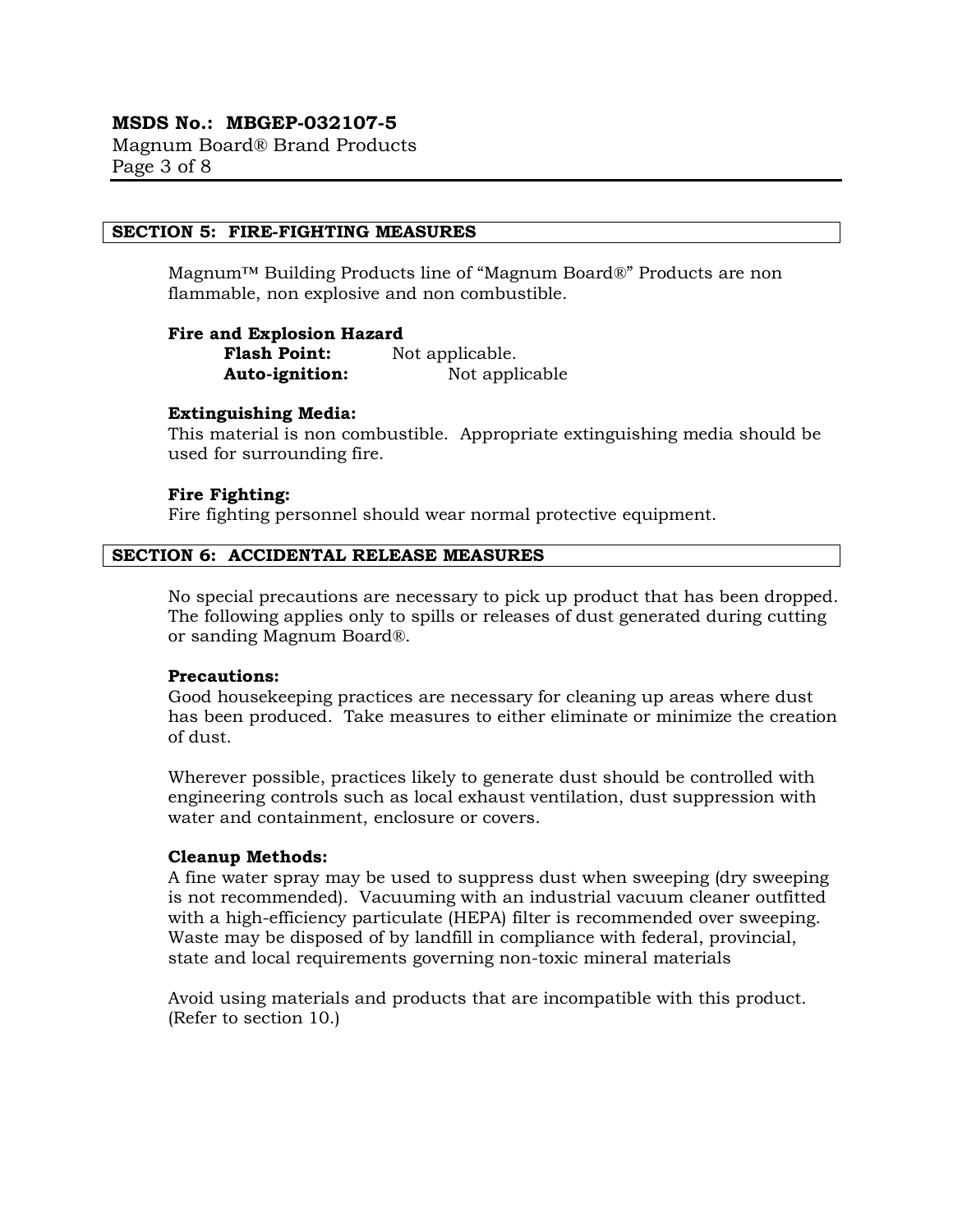## SECTION 5: FIRE-FIGHTING MEASURES

Magnum™ Building Products line of "Magnum Board®" Products are non flammable, non explosive and non combustible.

**Fire and Explosion Hazard**

**Flash Point:** Not applicable.
**Auto-ignition:** Not applicable

**Extinguishing Media:**
This material is non combustible. Appropriate extinguishing media should be used for surrounding fire.

**Fire Fighting:**
Fire fighting personnel should wear normal protective equipment.

## SECTION 6: ACCIDENTAL RELEASE MEASURES

No special precautions are necessary to pick up product that has been dropped. The following applies only to spills or releases of dust generated during cutting or sanding Magnum Board®.

**Precautions:**
Good housekeeping practices are necessary for cleaning up areas where dust has been produced. Take measures to either eliminate or minimize the creation of dust.

Wherever possible, practices likely to generate dust should be controlled with engineering controls such as local exhaust ventilation, dust suppression with water and containment, enclosure or covers.

**Cleanup Methods:**
A fine water spray may be used to suppress dust when sweeping (dry sweeping is not recommended). Vacuuming with an industrial vacuum cleaner outfitted with a high-efficiency particulate (HEPA) filter is recommended over sweeping. Waste may be disposed of by landfill in compliance with federal, provincial, state and local requirements governing non-toxic mineral materials

Avoid using materials and products that are incompatible with this product. (Refer to section 10.)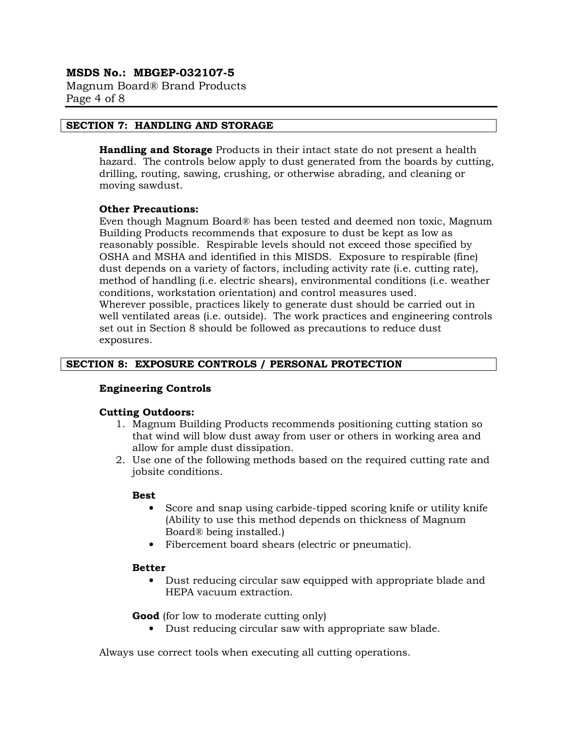## SECTION 7: HANDLING AND STORAGE

**Handling and Storage** Products in their intact state do not present a health hazard. The controls below apply to dust generated from the boards by cutting, drilling, routing, sawing, crushing, or otherwise abrading, and cleaning or moving sawdust.

**Other Precautions:**
Even though Magnum Board® has been tested and deemed non toxic, Magnum Building Products recommends that exposure to dust be kept as low as reasonably possible. Respirable levels should not exceed those specified by OSHA and MSHA and identified in this MISDS. Exposure to respirable (fine) dust depends on a variety of factors, including activity rate (i.e. cutting rate), method of handling (i.e. electric shears), environmental conditions (i.e. weather conditions, workstation orientation) and control measures used.
Wherever possible, practices likely to generate dust should be carried out in well ventilated areas (i.e. outside). The work practices and engineering controls set out in Section 8 should be followed as precautions to reduce dust exposures.

## SECTION 8: EXPOSURE CONTROLS / PERSONAL PROTECTION

**Engineering Controls**

**Cutting Outdoors:**

1. Magnum Building Products recommends positioning cutting station so that wind will blow dust away from user or others in working area and allow for ample dust dissipation.
2. Use one of the following methods based on the required cutting rate and jobsite conditions.

   **Best**
   - Score and snap using carbide-tipped scoring knife or utility knife (Ability to use this method depends on thickness of Magnum Board® being installed.)
   - Fibercement board shears (electric or pneumatic).

   **Better**
   - Dust reducing circular saw equipped with appropriate blade and HEPA vacuum extraction.

   **Good** (for low to moderate cutting only)
   - Dust reducing circular saw with appropriate saw blade.

Always use correct tools when executing all cutting operations.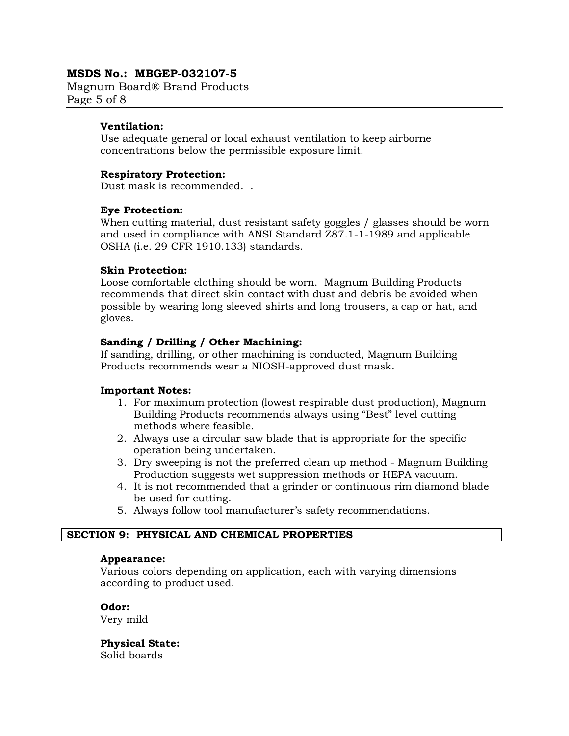**Ventilation:**
Use adequate general or local exhaust ventilation to keep airborne concentrations below the permissible exposure limit.

**Respiratory Protection:**
Dust mask is recommended. .

**Eye Protection:**
When cutting material, dust resistant safety goggles / glasses should be worn and used in compliance with ANSI Standard Z87.1-1-1989 and applicable OSHA (i.e. 29 CFR 1910.133) standards.

**Skin Protection:**
Loose comfortable clothing should be worn. Magnum Building Products recommends that direct skin contact with dust and debris be avoided when possible by wearing long sleeved shirts and long trousers, a cap or hat, and gloves.

**Sanding / Drilling / Other Machining:**
If sanding, drilling, or other machining is conducted, Magnum Building Products recommends wear a NIOSH-approved dust mask.

**Important Notes:**

1. For maximum protection (lowest respirable dust production), Magnum Building Products recommends always using "Best" level cutting methods where feasible.
2. Always use a circular saw blade that is appropriate for the specific operation being undertaken.
3. Dry sweeping is not the preferred clean up method - Magnum Building Production suggests wet suppression methods or HEPA vacuum.
4. It is not recommended that a grinder or continuous rim diamond blade be used for cutting.
5. Always follow tool manufacturer's safety recommendations.

## SECTION 9: PHYSICAL AND CHEMICAL PROPERTIES

**Appearance:**
Various colors depending on application, each with varying dimensions according to product used.

**Odor:**
Very mild

**Physical State:**
Solid boards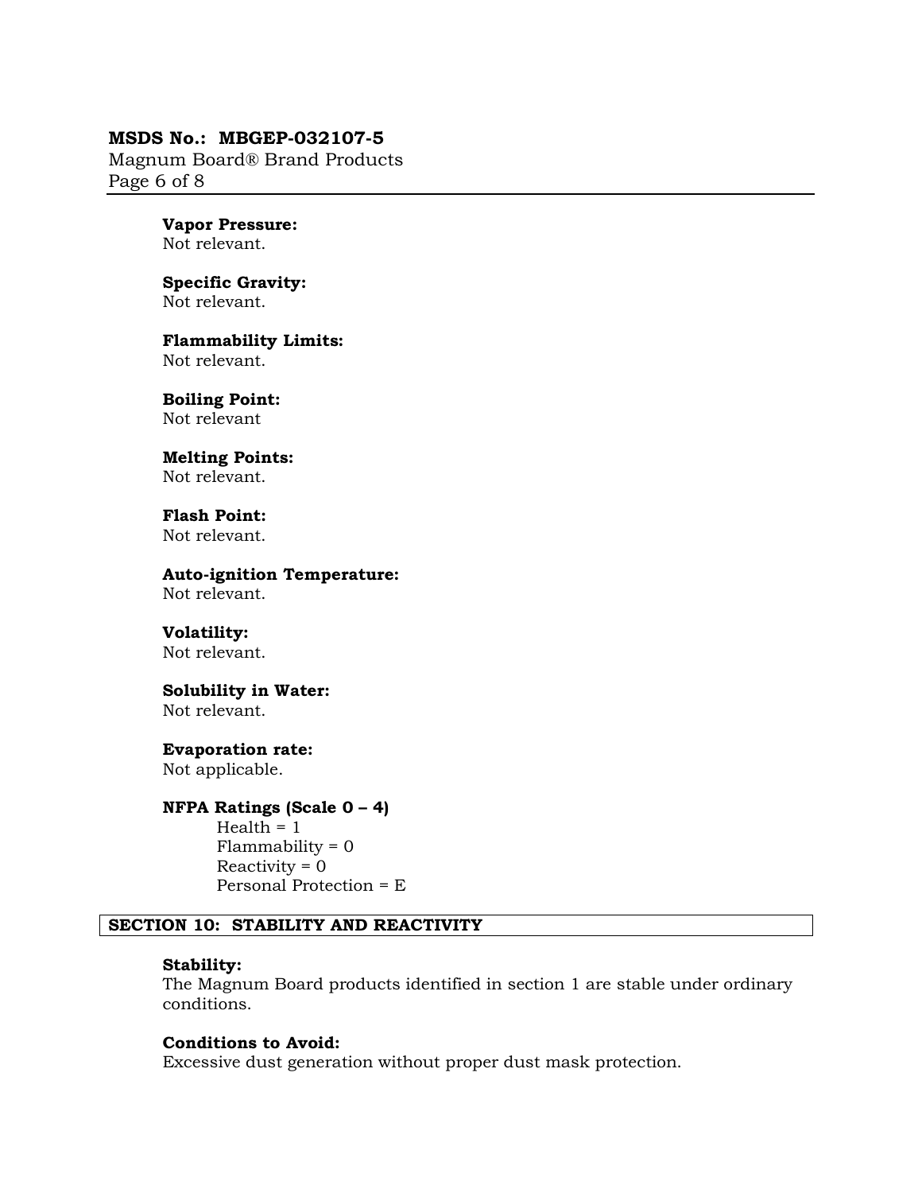**Vapor Pressure:**
Not relevant.

**Specific Gravity:**
Not relevant.

**Flammability Limits:**
Not relevant.

**Boiling Point:**
Not relevant

**Melting Points:**
Not relevant.

**Flash Point:**
Not relevant.

**Auto-ignition Temperature:**
Not relevant.

**Volatility:**
Not relevant.

**Solubility in Water:**
Not relevant.

**Evaporation rate:**
Not applicable.

**NFPA Ratings (Scale 0 – 4)**

Health = 1
Flammability = 0
Reactivity = 0
Personal Protection = E

## SECTION 10: STABILITY AND REACTIVITY

**Stability:**
The Magnum Board products identified in section 1 are stable under ordinary conditions.

**Conditions to Avoid:**
Excessive dust generation without proper dust mask protection.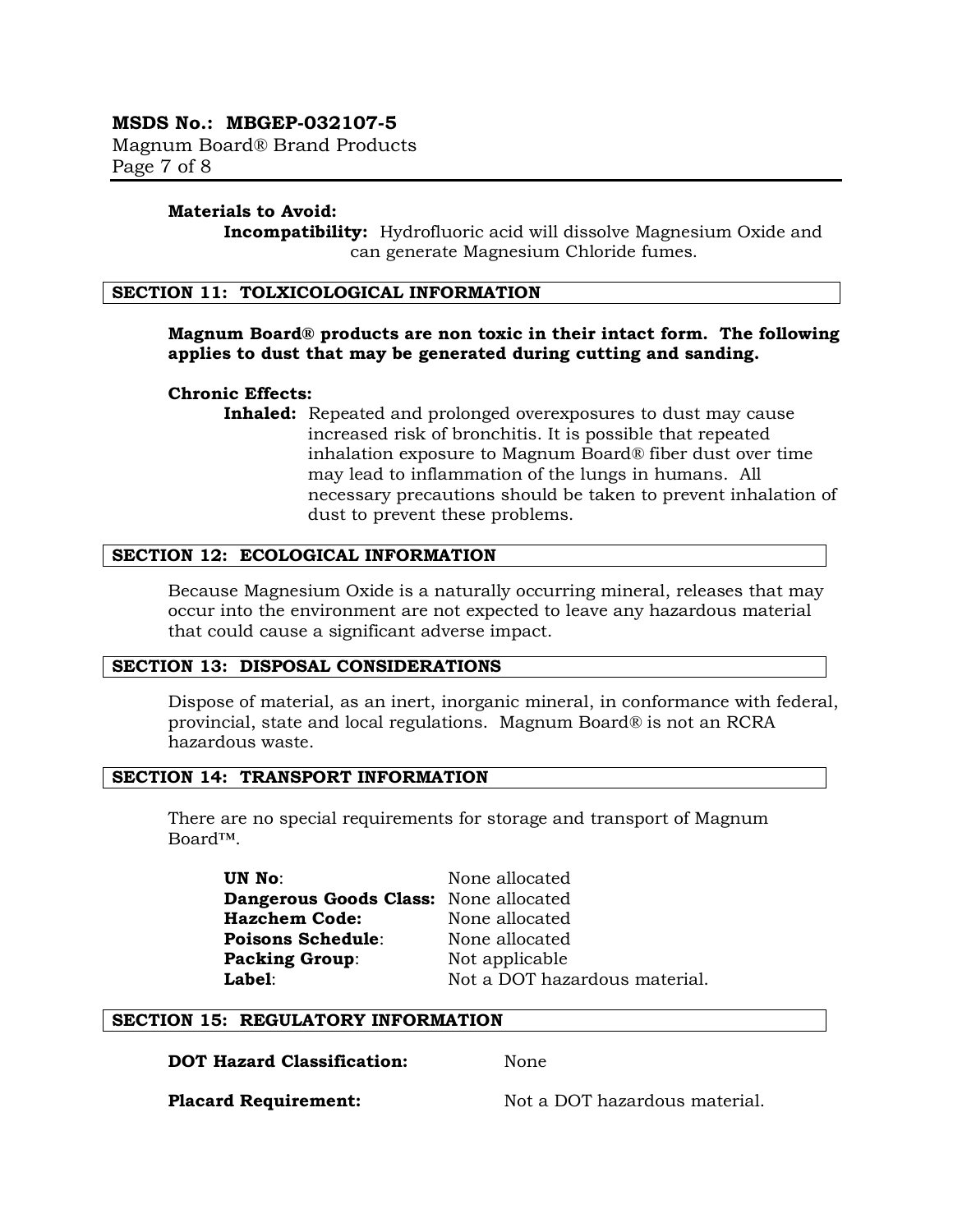**Materials to Avoid:**

**Incompatibility:** Hydrofluoric acid will dissolve Magnesium Oxide and can generate Magnesium Chloride fumes.

## SECTION 11: TOLXICOLOGICAL INFORMATION

**Magnum Board® products are non toxic in their intact form. The following applies to dust that may be generated during cutting and sanding.**

**Chronic Effects:**

**Inhaled:** Repeated and prolonged overexposures to dust may cause increased risk of bronchitis. It is possible that repeated inhalation exposure to Magnum Board® fiber dust over time may lead to inflammation of the lungs in humans. All necessary precautions should be taken to prevent inhalation of dust to prevent these problems.

## SECTION 12: ECOLOGICAL INFORMATION

Because Magnesium Oxide is a naturally occurring mineral, releases that may occur into the environment are not expected to leave any hazardous material that could cause a significant adverse impact.

## SECTION 13: DISPOSAL CONSIDERATIONS

Dispose of material, as an inert, inorganic mineral, in conformance with federal, provincial, state and local regulations. Magnum Board® is not an RCRA hazardous waste.

## SECTION 14: TRANSPORT INFORMATION

There are no special requirements for storage and transport of Magnum Board™.

| | |
|---|---|
| **UN No**: | None allocated |
| **Dangerous Goods Class:** | None allocated |
| **Hazchem Code:** | None allocated |
| **Poisons Schedule**: | None allocated |
| **Packing Group**: | Not applicable |
| **Label**: | Not a DOT hazardous material. |

## SECTION 15: REGULATORY INFORMATION

| | |
|---|---|
| **DOT Hazard Classification:** | None |
| **Placard Requirement:** | Not a DOT hazardous material. |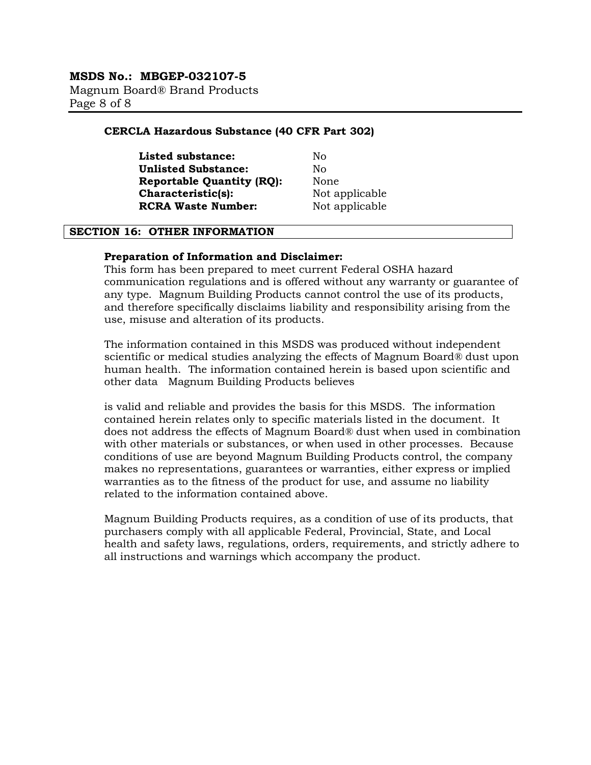**CERCLA Hazardous Substance (40 CFR Part 302)**

| | |
|---|---|
| **Listed substance:** | No |
| **Unlisted Substance:** | No |
| **Reportable Quantity (RQ):** | None |
| **Characteristic(s):** | Not applicable |
| **RCRA Waste Number:** | Not applicable |

## SECTION 16: OTHER INFORMATION

**Preparation of Information and Disclaimer:**

This form has been prepared to meet current Federal OSHA hazard communication regulations and is offered without any warranty or guarantee of any type. Magnum Building Products cannot control the use of its products, and therefore specifically disclaims liability and responsibility arising from the use, misuse and alteration of its products.

The information contained in this MSDS was produced without independent scientific or medical studies analyzing the effects of Magnum Board® dust upon human health. The information contained herein is based upon scientific and other data Magnum Building Products believes

is valid and reliable and provides the basis for this MSDS. The information contained herein relates only to specific materials listed in the document. It does not address the effects of Magnum Board® dust when used in combination with other materials or substances, or when used in other processes. Because conditions of use are beyond Magnum Building Products control, the company makes no representations, guarantees or warranties, either express or implied warranties as to the fitness of the product for use, and assume no liability related to the information contained above.

Magnum Building Products requires, as a condition of use of its products, that purchasers comply with all applicable Federal, Provincial, State, and Local health and safety laws, regulations, orders, requirements, and strictly adhere to all instructions and warnings which accompany the product.